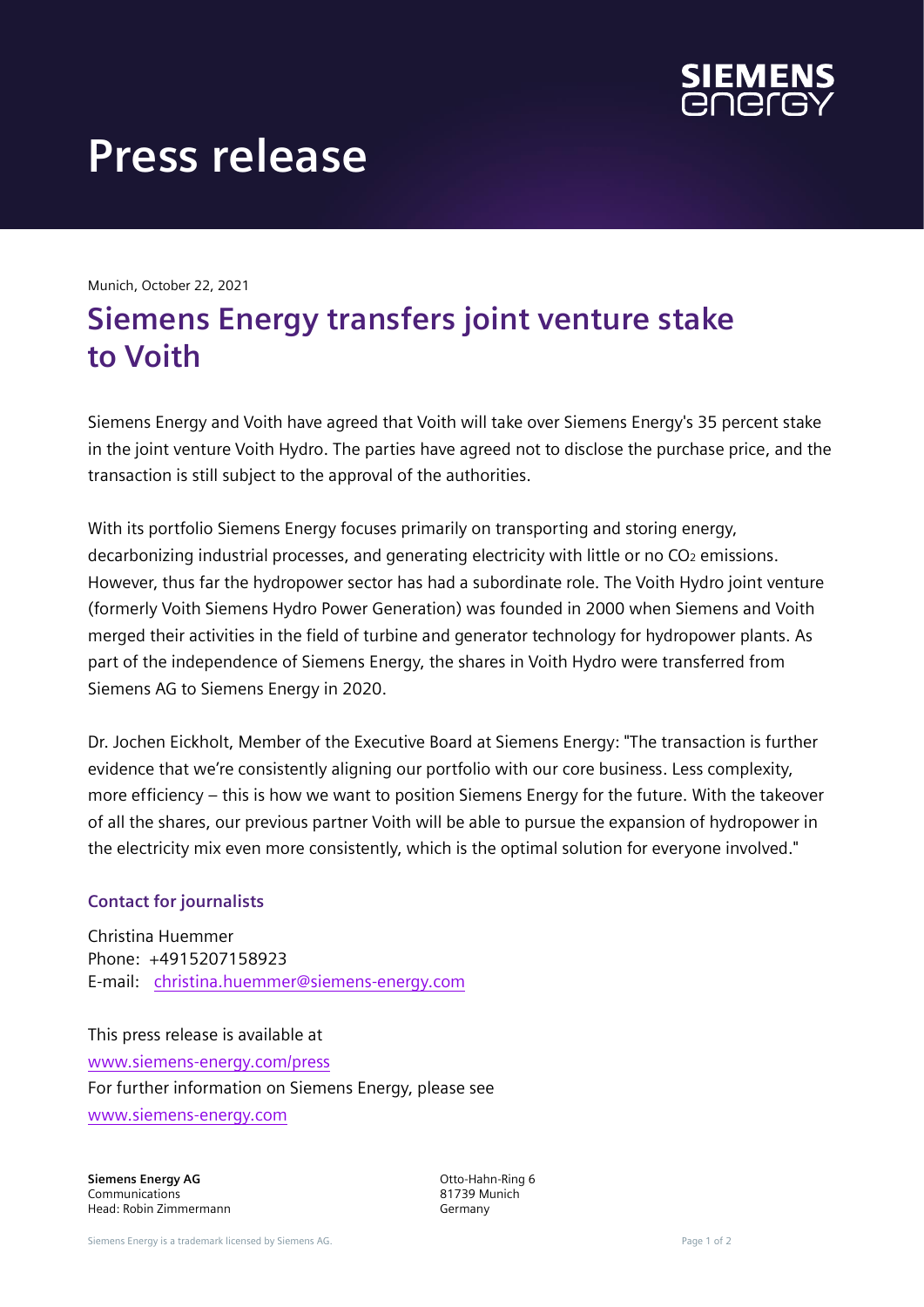# Press release

Munich, October 22, 2021

## Siemens Energy transfers joint venture stake to Voith

Siemens Energy and Voith have agreed that Voith will take over Siemens Energy's 35 percent stake in the joint venture Voith Hydro. The parties have agreed not to disclose the purchase price, and the transaction is still subject to the approval of the authorities.

With its portfolio Siemens Energy focuses primarily on transporting and storing energy, decarbonizing industrial processes, and generating electricity with little or no $CO_2$ emissions. However, thus far the hydropower sector has had a subordinate role. The Voith Hydro joint venture (formerly Voith Siemens Hydro Power Generation) was founded in 2000 when Siemens and Voith merged their activities in the field of turbine and generator technology for hydropower plants. As part of the independence of Siemens Energy, the shares in Voith Hydro were transferred from Siemens AG to Siemens Energy in 2020.

Dr. Jochen Eickholt, Member of the Executive Board at Siemens Energy: "The transaction is further evidence that we're consistently aligning our portfolio with our core business. Less complexity, more efficiency – this is how we want to position Siemens Energy for the future. With the takeover of all the shares, our previous partner Voith will be able to pursue the expansion of hydropower in the electricity mix even more consistently, which is the optimal solution for everyone involved."

### Contact for journalists

Christina Huemmer
Phone: +4915207158923
E-mail: christina.huemmer@siemens-energy.com

This press release is available at
www.siemens-energy.com/press
For further information on Siemens Energy, please see
www.siemens-energy.com

**Siemens Energy AG**
Communications
Head: Robin Zimmermann

Otto-Hahn-Ring 6
81739 Munich
Germany

Siemens Energy is a trademark licensed by Siemens AG.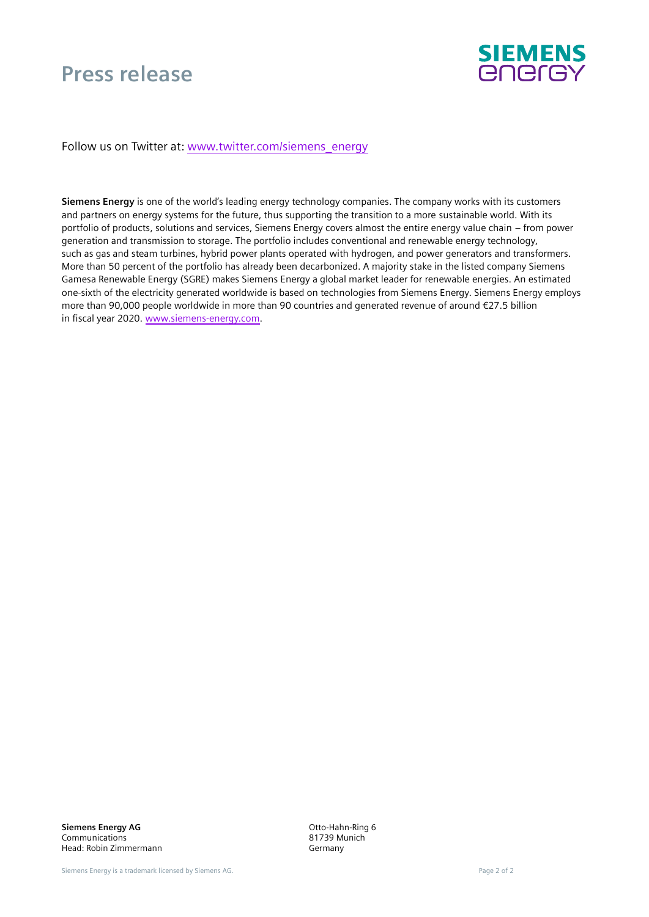Follow us on Twitter at: www.twitter.com/siemens_energy

**Siemens Energy** is one of the world's leading energy technology companies. The company works with its customers and partners on energy systems for the future, thus supporting the transition to a more sustainable world. With its portfolio of products, solutions and services, Siemens Energy covers almost the entire energy value chain – from power generation and transmission to storage. The portfolio includes conventional and renewable energy technology, such as gas and steam turbines, hybrid power plants operated with hydrogen, and power generators and transformers. More than 50 percent of the portfolio has already been decarbonized. A majority stake in the listed company Siemens Gamesa Renewable Energy (SGRE) makes Siemens Energy a global market leader for renewable energies. An estimated one-sixth of the electricity generated worldwide is based on technologies from Siemens Energy. Siemens Energy employs more than 90,000 people worldwide in more than 90 countries and generated revenue of around €27.5 billion in fiscal year 2020. www.siemens-energy.com.

**Siemens Energy AG**
Communications
Head: Robin Zimmermann

Otto-Hahn-Ring 6
81739 Munich
Germany

Siemens Energy is a trademark licensed by Siemens AG.